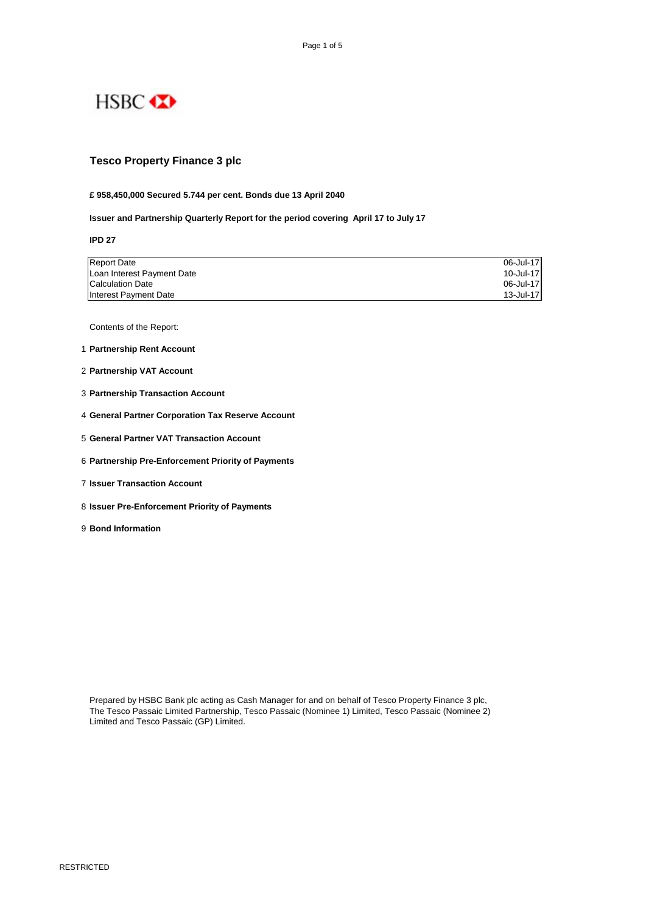HSBC

# Tesco Property Finance 3 plc

**£ 958,450,000 Secured 5.744 per cent. Bonds due 13 April 2040**

**Issuer and Partnership Quarterly Report for the period covering April 17 to July 17**

**IPD 27**

| | |
|---|---|
| Report Date | 06-Jul-17 |
| Loan Interest Payment Date | 10-Jul-17 |
| Calculation Date | 06-Jul-17 |
| Interest Payment Date | 13-Jul-17 |

Contents of the Report:

1. **Partnership Rent Account**
2. **Partnership VAT Account**
3. **Partnership Transaction Account**
4. **General Partner Corporation Tax Reserve Account**
5. **General Partner VAT Transaction Account**
6. **Partnership Pre-Enforcement Priority of Payments**
7. **Issuer Transaction Account**
8. **Issuer Pre-Enforcement Priority of Payments**
9. **Bond Information**

Prepared by HSBC Bank plc acting as Cash Manager for and on behalf of Tesco Property Finance 3 plc, The Tesco Passaic Limited Partnership, Tesco Passaic (Nominee 1) Limited, Tesco Passaic (Nominee 2) Limited and Tesco Passaic (GP) Limited.

RESTRICTED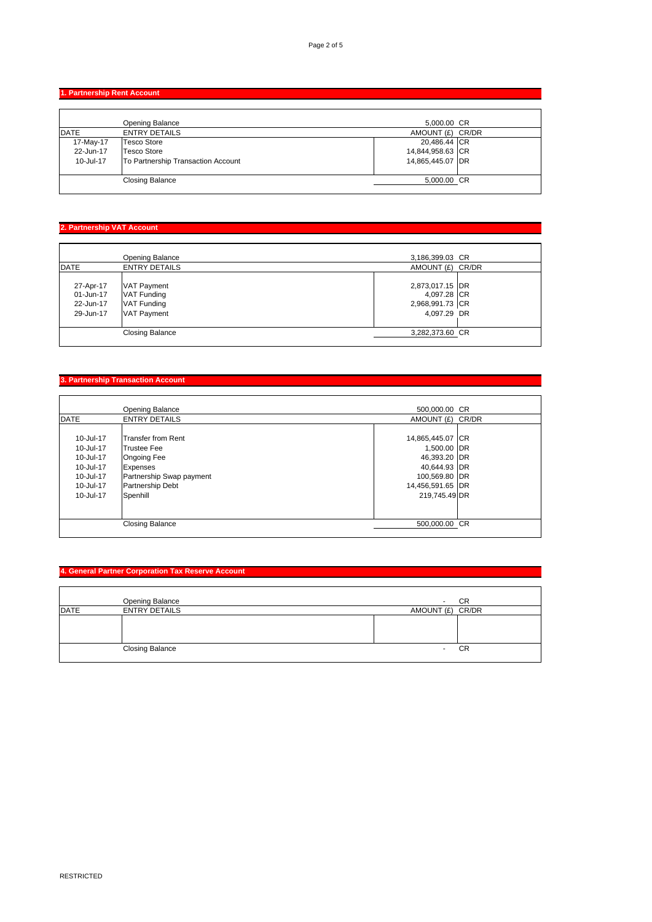## 1. Partnership Rent Account

| | Opening Balance | 5,000.00 | CR |
|---|---|---|---|
| DATE | ENTRY DETAILS | AMOUNT (£) | CR/DR |
| 17-May-17 | Tesco Store | 20,486.44 | CR |
| 22-Jun-17 | Tesco Store | 14,844,958.63 | CR |
| 10-Jul-17 | To Partnership Transaction Account | 14,865,445.07 | DR |
| | Closing Balance | 5,000.00 | CR |

## 2. Partnership VAT Account

| | Opening Balance | 3,186,399.03 | CR |
|---|---|---|---|
| DATE | ENTRY DETAILS | AMOUNT (£) | CR/DR |
| 27-Apr-17 | VAT Payment | 2,873,017.15 | DR |
| 01-Jun-17 | VAT Funding | 4,097.28 | CR |
| 22-Jun-17 | VAT Funding | 2,968,991.73 | CR |
| 29-Jun-17 | VAT Payment | 4,097.29 | DR |
| | Closing Balance | 3,282,373.60 | CR |

## 3. Partnership Transaction Account

| | Opening Balance | 500,000.00 | CR |
|---|---|---|---|
| DATE | ENTRY DETAILS | AMOUNT (£) | CR/DR |
| 10-Jul-17 | Transfer from Rent | 14,865,445.07 | CR |
| 10-Jul-17 | Trustee Fee | 1,500.00 | DR |
| 10-Jul-17 | Ongoing Fee | 46,393.20 | DR |
| 10-Jul-17 | Expenses | 40,644.93 | DR |
| 10-Jul-17 | Partnership Swap payment | 100,569.80 | DR |
| 10-Jul-17 | Partnership Debt | 14,456,591.65 | DR |
| 10-Jul-17 | Spenhill | 219,745.49 | DR |
| | Closing Balance | 500,000.00 | CR |

## 4. General Partner Corporation Tax Reserve Account

| | Opening Balance | - | CR |
|---|---|---|---|
| DATE | ENTRY DETAILS | AMOUNT (£) | CR/DR |
| | | | |
| | Closing Balance | - | CR |

RESTRICTED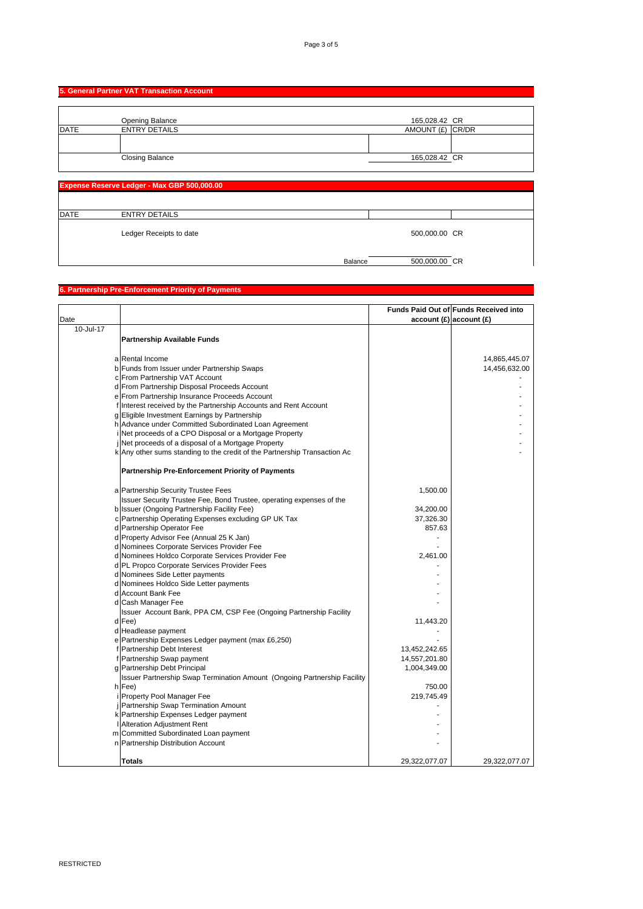## 5. General Partner VAT Transaction Account

| DATE | ENTRY DETAILS | AMOUNT (£) | CR/DR |
|---|---|---|---|
| | Opening Balance | 165,028.42 | CR |
| | | | |
| | Closing Balance | 165,028.42 | CR |

## Expense Reserve Ledger - Max GBP 500,000.00

| DATE | ENTRY DETAILS | | |
|---|---|---|---|
| | Ledger Receipts to date | 500,000.00 | CR |
| | Balance | 500,000.00 | CR |

## 6. Partnership Pre-Enforcement Priority of Payments

| Date | | | Funds Paid Out of account (£) | Funds Received into account (£) |
|---|---|---|---|---|
| 10-Jul-17 | | **Partnership Available Funds** | | |
| | a | Rental Income | | 14,865,445.07 |
| | b | Funds from Issuer under Partnership Swaps | | 14,456,632.00 |
| | c | From Partnership VAT Account | | - |
| | d | From Partnership Disposal Proceeds Account | | - |
| | e | From Partnership Insurance Proceeds Account | | - |
| | f | Interest received by the Partnership Accounts and Rent Account | | - |
| | g | Eligible Investment Earnings by Partnership | | - |
| | h | Advance under Committed Subordinated Loan Agreement | | - |
| | i | Net proceeds of a CPO Disposal or a Mortgage Property | | - |
| | j | Net proceeds of a disposal of a Mortgage Property | | - |
| | k | Any other sums standing to the credit of the Partnership Transaction Ac | | - |
| | | **Partnership Pre-Enforcement Priority of Payments** | | |
| | a | Partnership Security Trustee Fees | 1,500.00 | |
| | b | Issuer Security Trustee Fee, Bond Trustee, operating expenses of the Issuer (Ongoing Partnership Facility Fee) | 34,200.00 | |
| | c | Partnership Operating Expenses excluding GP UK Tax | 37,326.30 | |
| | d | Partnership Operator Fee | 857.63 | |
| | d | Property Advisor Fee (Annual 25 K Jan) | - | |
| | d | Nominees Corporate Services Provider Fee | - | |
| | d | Nominees Holdco Corporate Services Provider Fee | 2,461.00 | |
| | d | PL Propco Corporate Services Provider Fees | - | |
| | d | Nominees Side Letter payments | - | |
| | d | Nominees Holdco Side Letter payments | - | |
| | d | Account Bank Fee | - | |
| | d | Cash Manager Fee | - | |
| | d | Issuer Account Bank, PPA CM, CSP Fee (Ongoing Partnership Facility Fee) | 11,443.20 | |
| | d | Headlease payment | - | |
| | e | Partnership Expenses Ledger payment (max £6,250) | - | |
| | f | Partnership Debt Interest | 13,452,242.65 | |
| | f | Partnership Swap payment | 14,557,201.80 | |
| | g | Partnership Debt Principal | 1,004,349.00 | |
| | h | Issuer Partnership Swap Termination Amount (Ongoing Partnership Facility Fee) | 750.00 | |
| | i | Property Pool Manager Fee | 219,745.49 | |
| | j | Partnership Swap Termination Amount | - | |
| | k | Partnership Expenses Ledger payment | - | |
| | l | Alteration Adjustment Rent | - | |
| | m | Committed Subordinated Loan payment | - | |
| | n | Partnership Distribution Account | - | |
| | | **Totals** | 29,322,077.07 | 29,322,077.07 |

RESTRICTED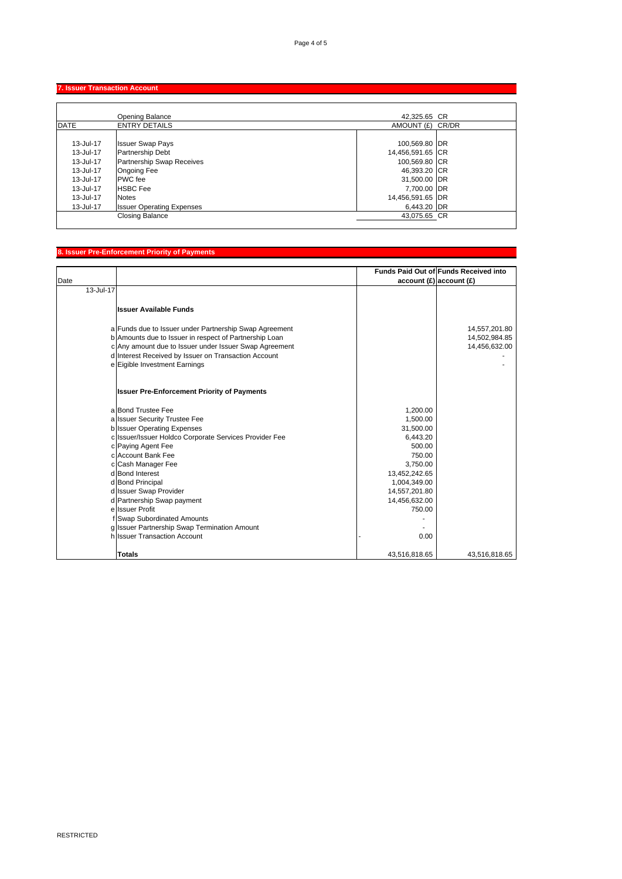## 7. Issuer Transaction Account

| DATE | ENTRY DETAILS | AMOUNT (£) | CR/DR |
|---|---|---|---|
| | Opening Balance | 42,325.65 | CR |
| 13-Jul-17 | Issuer Swap Pays | 100,569.80 | DR |
| 13-Jul-17 | Partnership Debt | 14,456,591.65 | CR |
| 13-Jul-17 | Partnership Swap Receives | 100,569.80 | CR |
| 13-Jul-17 | Ongoing Fee | 46,393.20 | CR |
| 13-Jul-17 | PWC fee | 31,500.00 | DR |
| 13-Jul-17 | HSBC Fee | 7,700.00 | DR |
| 13-Jul-17 | Notes | 14,456,591.65 | DR |
| 13-Jul-17 | Issuer Operating Expenses | 6,443.20 | DR |
| | Closing Balance | 43,075.65 | CR |

## 8. Issuer Pre-Enforcement Priority of Payments

| Date | | | Funds Paid Out of account (£) | Funds Received into account (£) |
|---|---|---|---|---|
| 13-Jul-17 | | | | |
| | | **Issuer Available Funds** | | |
| | a | Funds due to Issuer under Partnership Swap Agreement | | 14,557,201.80 |
| | b | Amounts due to Issuer in respect of Partnership Loan | | 14,502,984.85 |
| | c | Any amount due to Issuer under Issuer Swap Agreement | | 14,456,632.00 |
| | d | Interest Received by Issuer on Transaction Account | | - |
| | e | Eigible Investment Earnings | | - |
| | | **Issuer Pre-Enforcement Priority of Payments** | | |
| | a | Bond Trustee Fee | 1,200.00 | |
| | a | Issuer Security Trustee Fee | 1,500.00 | |
| | b | Issuer Operating Expenses | 31,500.00 | |
| | c | Issuer/Issuer Holdco Corporate Services Provider Fee | 6,443.20 | |
| | c | Paying Agent Fee | 500.00 | |
| | c | Account Bank Fee | 750.00 | |
| | c | Cash Manager Fee | 3,750.00 | |
| | d | Bond Interest | 13,452,242.65 | |
| | d | Bond Principal | 1,004,349.00 | |
| | d | Issuer Swap Provider | 14,557,201.80 | |
| | d | Partnership Swap payment | 14,456,632.00 | |
| | e | Issuer Profit | 750.00 | |
| | f | Swap Subordinated Amounts | - | |
| | g | Issuer Partnership Swap Termination Amount | - | |
| | h | Issuer Transaction Account | - 0.00 | |
| | | **Totals** | 43,516,818.65 | 43,516,818.65 |

RESTRICTED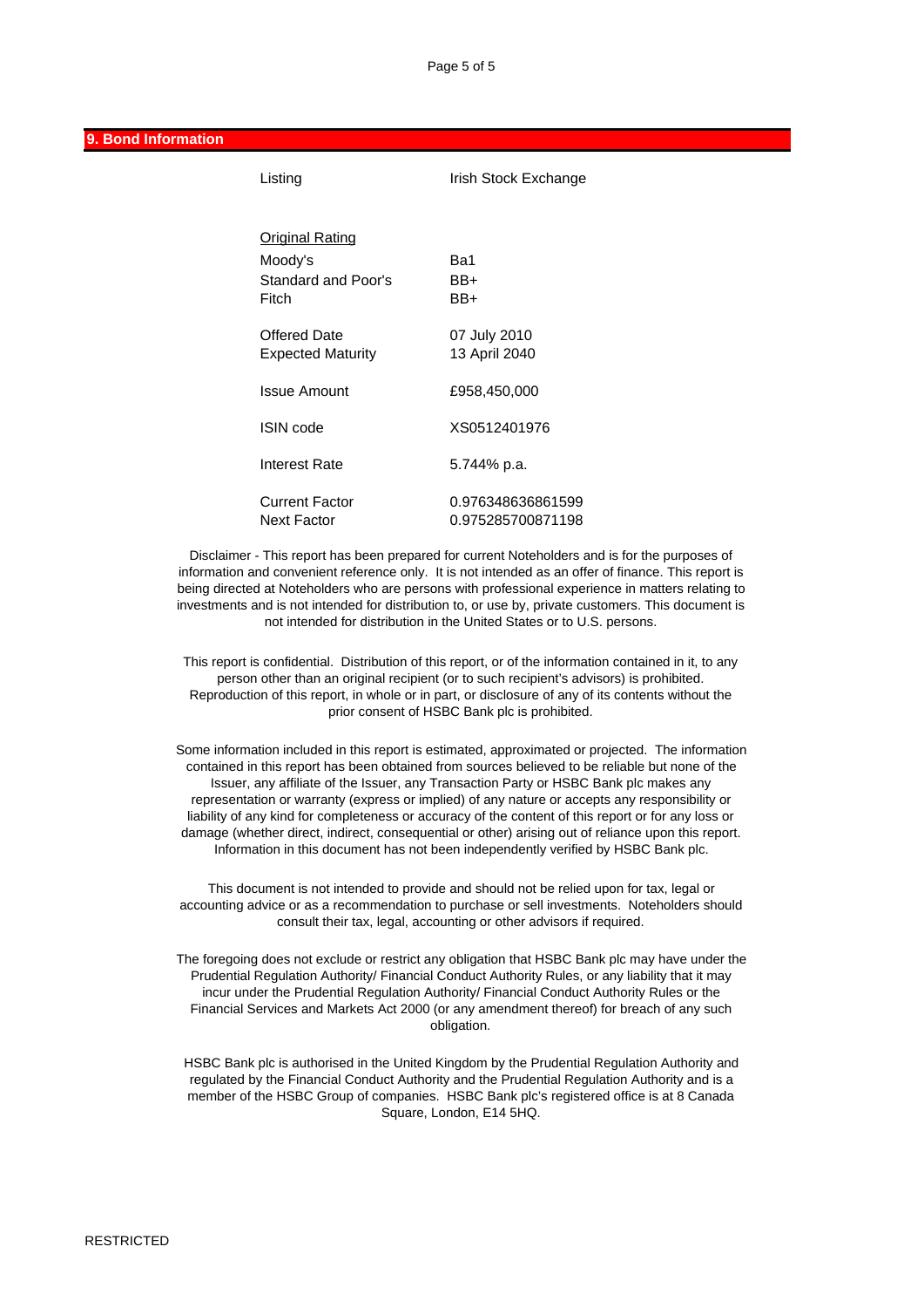## 9. Bond Information

| | |
|---|---|
| Listing | Irish Stock Exchange |
| <u>Original Rating</u> | |
| Moody's | Ba1 |
| Standard and Poor's | BB+ |
| Fitch | BB+ |
| Offered Date | 07 July 2010 |
| Expected Maturity | 13 April 2040 |
| Issue Amount | £958,450,000 |
| ISIN code | XS0512401976 |
| Interest Rate | 5.744% p.a. |
| Current Factor | 0.976348636861599 |
| Next Factor | 0.975285700871198 |

Disclaimer - This report has been prepared for current Noteholders and is for the purposes of information and convenient reference only. It is not intended as an offer of finance. This report is being directed at Noteholders who are persons with professional experience in matters relating to investments and is not intended for distribution to, or use by, private customers. This document is not intended for distribution in the United States or to U.S. persons.

This report is confidential. Distribution of this report, or of the information contained in it, to any person other than an original recipient (or to such recipient's advisors) is prohibited. Reproduction of this report, in whole or in part, or disclosure of any of its contents without the prior consent of HSBC Bank plc is prohibited.

Some information included in this report is estimated, approximated or projected. The information contained in this report has been obtained from sources believed to be reliable but none of the Issuer, any affiliate of the Issuer, any Transaction Party or HSBC Bank plc makes any representation or warranty (express or implied) of any nature or accepts any responsibility or liability of any kind for completeness or accuracy of the content of this report or for any loss or damage (whether direct, indirect, consequential or other) arising out of reliance upon this report. Information in this document has not been independently verified by HSBC Bank plc.

This document is not intended to provide and should not be relied upon for tax, legal or accounting advice or as a recommendation to purchase or sell investments. Noteholders should consult their tax, legal, accounting or other advisors if required.

The foregoing does not exclude or restrict any obligation that HSBC Bank plc may have under the Prudential Regulation Authority/ Financial Conduct Authority Rules, or any liability that it may incur under the Prudential Regulation Authority/ Financial Conduct Authority Rules or the Financial Services and Markets Act 2000 (or any amendment thereof) for breach of any such obligation.

HSBC Bank plc is authorised in the United Kingdom by the Prudential Regulation Authority and regulated by the Financial Conduct Authority and the Prudential Regulation Authority and is a member of the HSBC Group of companies. HSBC Bank plc's registered office is at 8 Canada Square, London, E14 5HQ.

RESTRICTED